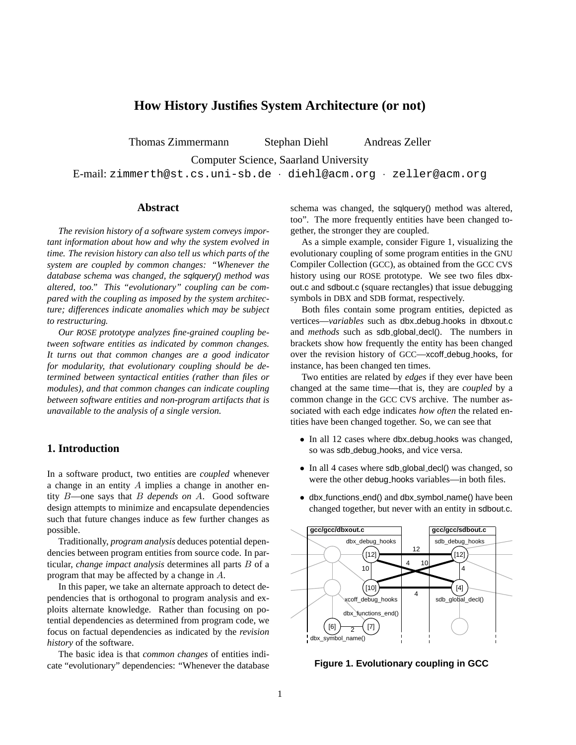# How History Justifies System Architecture (or not)

Thomas Zimmermann    Stephan Diehl    Andreas Zeller

Computer Science, Saarland University

E-mail: `zimmerth@st.cs.uni-sb.de` · `diehl@acm.org` · `zeller@acm.org`

## Abstract

*The revision history of a software system conveys important information about how and why the system evolved in time. The revision history can also tell us which parts of the system are coupled by common changes: "Whenever the database schema was changed, the sqlquery() method was altered, too." This "evolutionary" coupling can be compared with the coupling as imposed by the system architecture; differences indicate anomalies which may be subject to restructuring.*

*Our ROSE prototype analyzes fine-grained coupling between software entities as indicated by common changes. It turns out that common changes are a good indicator for modularity, that evolutionary coupling should be determined between syntactical entities (rather than files or modules), and that common changes can indicate coupling between software entities and non-program artifacts that is unavailable to the analysis of a single version.*

## 1. Introduction

In a software product, two entities are *coupled* whenever a change in an entity $A$ implies a change in another entity $B$—one says that $B$ *depends on* $A$. Good software design attempts to minimize and encapsulate dependencies such that future changes induce as few further changes as possible.

Traditionally, *program analysis* deduces potential dependencies between program entities from source code. In particular, *change impact analysis* determines all parts $B$ of a program that may be affected by a change in $A$.

In this paper, we take an alternate approach to detect dependencies that is orthogonal to program analysis and exploits alternate knowledge. Rather than focusing on potential dependencies as determined from program code, we focus on factual dependencies as indicated by the *revision history* of the software.

The basic idea is that *common changes* of entities indicate "evolutionary" dependencies: "Whenever the database schema was changed, the sqlquery() method was altered, too". The more frequently entities have been changed together, the stronger they are coupled.

As a simple example, consider Figure 1, visualizing the evolutionary coupling of some program entities in the GNU Compiler Collection (GCC), as obtained from the GCC CVS history using our ROSE prototype. We see two files dbxout.c and sdbout.c (square rectangles) that issue debugging symbols in DBX and SDB format, respectively.

Both files contain some program entities, depicted as vertices—*variables* such as dbx_debug_hooks in dbxout.c and *methods* such as sdb_global_decl(). The numbers in brackets show how frequently the entity has been changed over the revision history of GCC—xcoff_debug_hooks, for instance, has been changed ten times.

Two entities are related by *edges* if they ever have been changed at the same time—that is, they are *coupled* by a common change in the GCC CVS archive. The number associated with each edge indicates *how often* the related entities have been changed together. So, we can see that

- In all 12 cases where dbx_debug_hooks was changed, so was sdb_debug_hooks, and vice versa.
- In all 4 cases where sdb_global_decl() was changed, so were the other debug_hooks variables—in both files.
- dbx_functions_end() and dbx_symbol_name() have been changed together, but never with an entity in sdbout.c.

**Figure 1. Evolutionary coupling in GCC**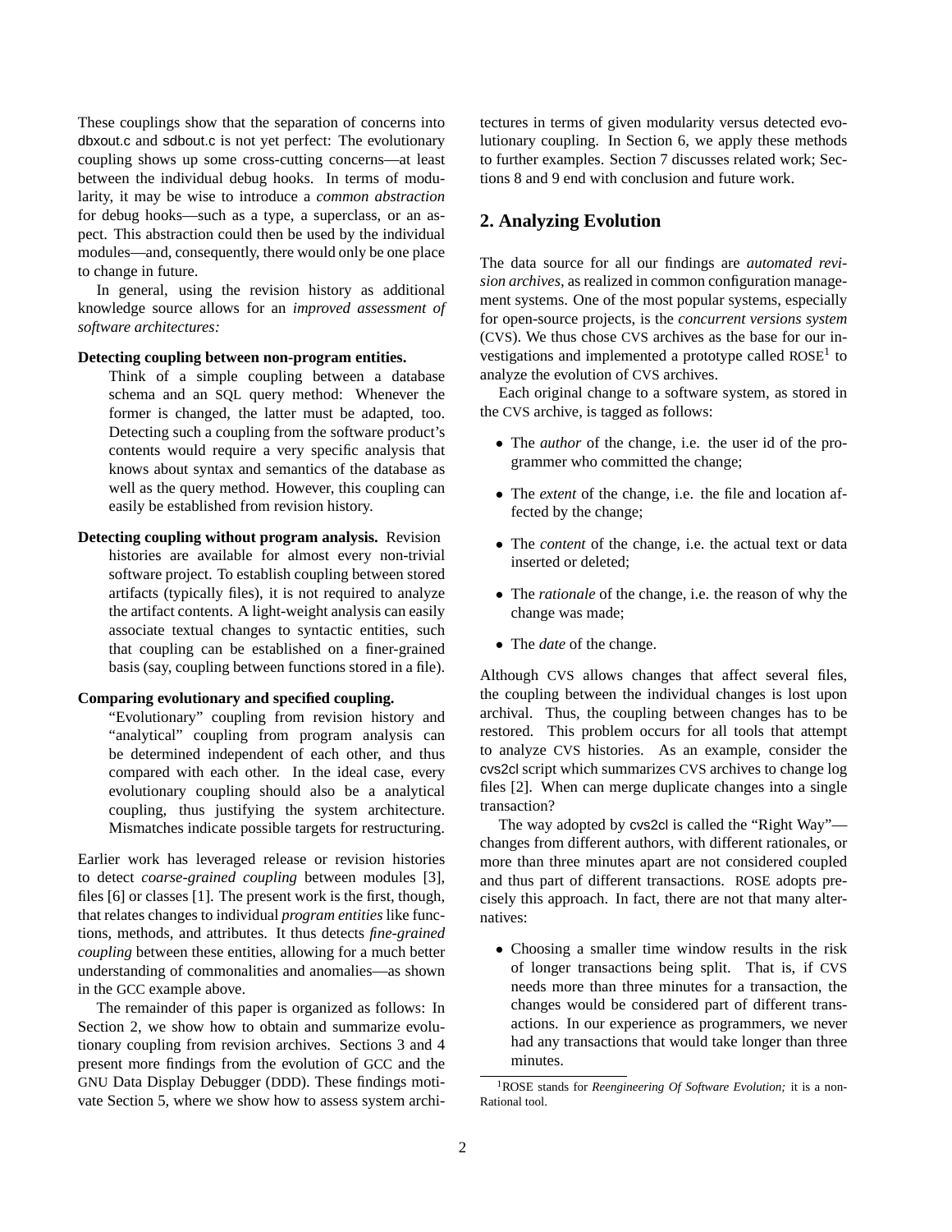These couplings show that the separation of concerns into dbxout.c and sdbout.c is not yet perfect: The evolutionary coupling shows up some cross-cutting concerns—at least between the individual debug hooks. In terms of modularity, it may be wise to introduce a *common abstraction* for debug hooks—such as a type, a superclass, or an aspect. This abstraction could then be used by the individual modules—and, consequently, there would only be one place to change in future.

In general, using the revision history as additional knowledge source allows for an *improved assessment of software architectures:*

**Detecting coupling between non-program entities.**
Think of a simple coupling between a database schema and an SQL query method: Whenever the former is changed, the latter must be adapted, too. Detecting such a coupling from the software product's contents would require a very specific analysis that knows about syntax and semantics of the database as well as the query method. However, this coupling can easily be established from revision history.

**Detecting coupling without program analysis.** Revision histories are available for almost every non-trivial software project. To establish coupling between stored artifacts (typically files), it is not required to analyze the artifact contents. A light-weight analysis can easily associate textual changes to syntactic entities, such that coupling can be established on a finer-grained basis (say, coupling between functions stored in a file).

**Comparing evolutionary and specified coupling.**
"Evolutionary" coupling from revision history and "analytical" coupling from program analysis can be determined independent of each other, and thus compared with each other. In the ideal case, every evolutionary coupling should also be a analytical coupling, thus justifying the system architecture. Mismatches indicate possible targets for restructuring.

Earlier work has leveraged release or revision histories to detect *coarse-grained coupling* between modules [3], files [6] or classes [1]. The present work is the first, though, that relates changes to individual *program entities* like functions, methods, and attributes. It thus detects *fine-grained coupling* between these entities, allowing for a much better understanding of commonalities and anomalies—as shown in the GCC example above.

The remainder of this paper is organized as follows: In Section 2, we show how to obtain and summarize evolutionary coupling from revision archives. Sections 3 and 4 present more findings from the evolution of GCC and the GNU Data Display Debugger (DDD). These findings motivate Section 5, where we show how to assess system architectures in terms of given modularity versus detected evolutionary coupling. In Section 6, we apply these methods to further examples. Section 7 discusses related work; Sections 8 and 9 end with conclusion and future work.

## 2. Analyzing Evolution

The data source for all our findings are *automated revision archives,* as realized in common configuration management systems. One of the most popular systems, especially for open-source projects, is the *concurrent versions system* (CVS). We thus chose CVS archives as the base for our investigations and implemented a prototype called ROSE[1] to analyze the evolution of CVS archives.

Each original change to a software system, as stored in the CVS archive, is tagged as follows:

- The *author* of the change, i.e. the user id of the programmer who committed the change;
- The *extent* of the change, i.e. the file and location affected by the change;
- The *content* of the change, i.e. the actual text or data inserted or deleted;
- The *rationale* of the change, i.e. the reason of why the change was made;
- The *date* of the change.

Although CVS allows changes that affect several files, the coupling between the individual changes is lost upon archival. Thus, the coupling between changes has to be restored. This problem occurs for all tools that attempt to analyze CVS histories. As an example, consider the cvs2cl script which summarizes CVS archives to change log files [2]. When can merge duplicate changes into a single transaction?

The way adopted by cvs2cl is called the "Right Way"—changes from different authors, with different rationales, or more than three minutes apart are not considered coupled and thus part of different transactions. ROSE adopts precisely this approach. In fact, there are not that many alternatives:

- Choosing a smaller time window results in the risk of longer transactions being split. That is, if CVS needs more than three minutes for a transaction, the changes would be considered part of different transactions. In our experience as programmers, we never had any transactions that would take longer than three minutes.

[1] ROSE stands for *Reengineering Of Software Evolution;* it is a non-Rational tool.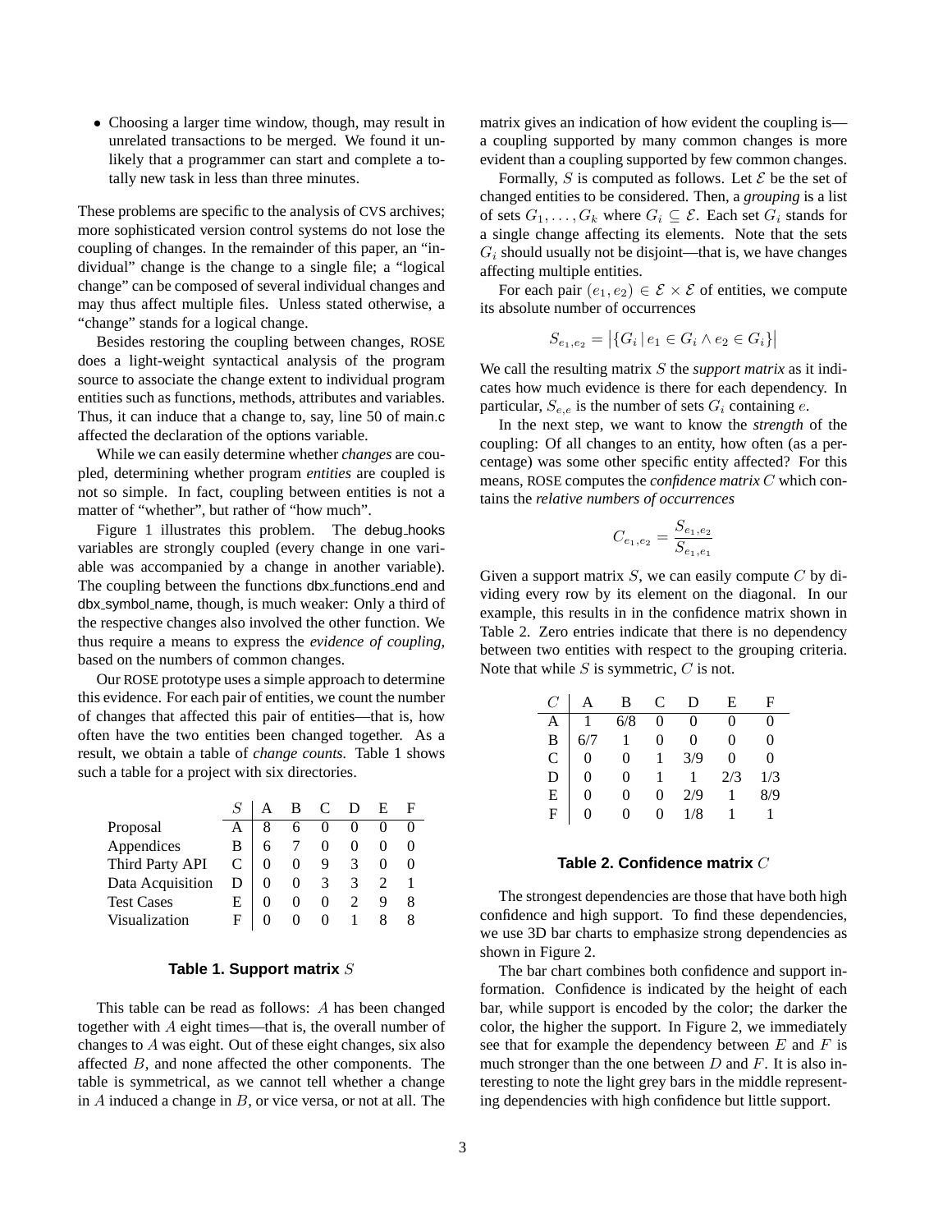- Choosing a larger time window, though, may result in unrelated transactions to be merged. We found it unlikely that a programmer can start and complete a totally new task in less than three minutes.

These problems are specific to the analysis of CVS archives; more sophisticated version control systems do not lose the coupling of changes. In the remainder of this paper, an "individual" change is the change to a single file; a "logical change" can be composed of several individual changes and may thus affect multiple files. Unless stated otherwise, a "change" stands for a logical change.

Besides restoring the coupling between changes, ROSE does a light-weight syntactical analysis of the program source to associate the change extent to individual program entities such as functions, methods, attributes and variables. Thus, it can induce that a change to, say, line 50 of main.c affected the declaration of the options variable.

While we can easily determine whether *changes* are coupled, determining whether program *entities* are coupled is not so simple. In fact, coupling between entities is not a matter of "whether", but rather of "how much".

Figure 1 illustrates this problem. The debug_hooks variables are strongly coupled (every change in one variable was accompanied by a change in another variable). The coupling between the functions dbx_functions_end and dbx_symbol_name, though, is much weaker: Only a third of the respective changes also involved the other function. We thus require a means to express the *evidence of coupling*, based on the numbers of common changes.

Our ROSE prototype uses a simple approach to determine this evidence. For each pair of entities, we count the number of changes that affected this pair of entities—that is, how often have the two entities been changed together. As a result, we obtain a table of *change counts*. Table 1 shows such a table for a project with six directories.

| | $S$ | A | B | C | D | E | F |
|---|---|---|---|---|---|---|---|
| Proposal | A | 8 | 6 | 0 | 0 | 0 | 0 |
| Appendices | B | 6 | 7 | 0 | 0 | 0 | 0 |
| Third Party API | C | 0 | 0 | 9 | 3 | 0 | 0 |
| Data Acquisition | D | 0 | 0 | 3 | 3 | 2 | 1 |
| Test Cases | E | 0 | 0 | 0 | 2 | 9 | 8 |
| Visualization | F | 0 | 0 | 0 | 1 | 8 | 8 |

**Table 1. Support matrix $S$**

This table can be read as follows: $A$ has been changed together with $A$ eight times—that is, the overall number of changes to $A$ was eight. Out of these eight changes, six also affected $B$, and none affected the other components. The table is symmetrical, as we cannot tell whether a change in $A$ induced a change in $B$, or vice versa, or not at all. The matrix gives an indication of how evident the coupling is—a coupling supported by many common changes is more evident than a coupling supported by few common changes.

Formally, $S$ is computed as follows. Let $\mathcal{E}$ be the set of changed entities to be considered. Then, a *grouping* is a list of sets $G_1, \ldots, G_k$ where $G_i \subseteq \mathcal{E}$. Each set $G_i$ stands for a single change affecting its elements. Note that the sets $G_i$ should usually not be disjoint—that is, we have changes affecting multiple entities.

For each pair $(e_1, e_2) \in \mathcal{E} \times \mathcal{E}$ of entities, we compute its absolute number of occurrences

$$S_{e_1,e_2} = \left|\{G_i \mid e_1 \in G_i \wedge e_2 \in G_i\}\right|$$

We call the resulting matrix $S$ the *support matrix* as it indicates how much evidence is there for each dependency. In particular, $S_{e,e}$ is the number of sets $G_i$ containing $e$.

In the next step, we want to know the *strength* of the coupling: Of all changes to an entity, how often (as a percentage) was some other specific entity affected? For this means, ROSE computes the *confidence matrix* $C$ which contains the *relative numbers of occurrences*

$$C_{e_1,e_2} = \frac{S_{e_1,e_2}}{S_{e_1,e_1}}$$

Given a support matrix $S$, we can easily compute $C$ by dividing every row by its element on the diagonal. In our example, this results in in the confidence matrix shown in Table 2. Zero entries indicate that there is no dependency between two entities with respect to the grouping criteria. Note that while $S$ is symmetric, $C$ is not.

| $C$ | A | B | C | D | E | F |
|---|---|---|---|---|---|---|
| A | 1 | 6/8 | 0 | 0 | 0 | 0 |
| B | 6/7 | 1 | 0 | 0 | 0 | 0 |
| C | 0 | 0 | 1 | 3/9 | 0 | 0 |
| D | 0 | 0 | 1 | 1 | 2/3 | 1/3 |
| E | 0 | 0 | 0 | 2/9 | 1 | 8/9 |
| F | 0 | 0 | 0 | 1/8 | 1 | 1 |

**Table 2. Confidence matrix $C$**

The strongest dependencies are those that have both high confidence and high support. To find these dependencies, we use 3D bar charts to emphasize strong dependencies as shown in Figure 2.

The bar chart combines both confidence and support information. Confidence is indicated by the height of each bar, while support is encoded by the color; the darker the color, the higher the support. In Figure 2, we immediately see that for example the dependency between $E$ and $F$ is much stronger than the one between $D$ and $F$. It is also interesting to note the light grey bars in the middle representing dependencies with high confidence but little support.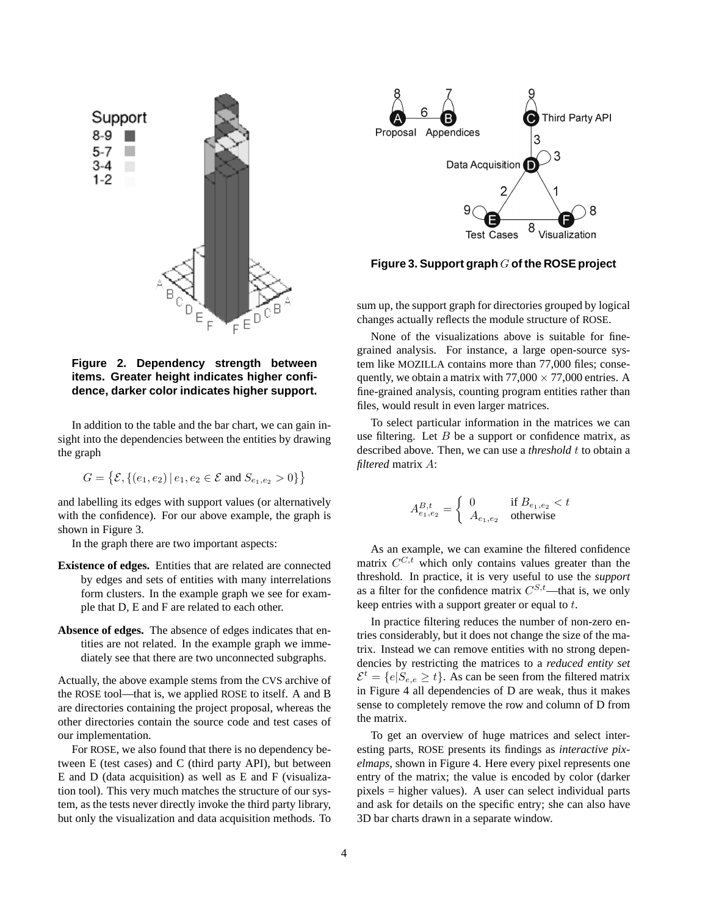**Figure 2. Dependency strength between items. Greater height indicates higher confidence, darker color indicates higher support.**

In addition to the table and the bar chart, we can gain insight into the dependencies between the entities by drawing the graph

$$G = \{\mathcal{E}, \{(e_1, e_2) \mid e_1, e_2 \in \mathcal{E} \text{ and } S_{e_1,e_2} > 0\}\}$$

and labelling its edges with support values (or alternatively with the confidence). For our above example, the graph is shown in Figure 3.

In the graph there are two important aspects:

**Existence of edges.** Entities that are related are connected by edges and sets of entities with many interrelations form clusters. In the example graph we see for example that D, E and F are related to each other.

**Absence of edges.** The absence of edges indicates that entities are not related. In the example graph we immediately see that there are two unconnected subgraphs.

Actually, the above example stems from the CVS archive of the ROSE tool—that is, we applied ROSE to itself. A and B are directories containing the project proposal, whereas the other directories contain the source code and test cases of our implementation.

For ROSE, we also found that there is no dependency between E (test cases) and C (third party API), but between E and D (data acquisition) as well as E and F (visualization tool). This very much matches the structure of our system, as the tests never directly invoke the third party library, but only the visualization and data acquisition methods. To sum up, the support graph for directories grouped by logical changes actually reflects the module structure of ROSE.

**Figure 3. Support graph $G$ of the ROSE project**

None of the visualizations above is suitable for fine-grained analysis. For instance, a large open-source system like MOZILLA contains more than 77,000 files; consequently, we obtain a matrix with 77,000 × 77,000 entries. A fine-grained analysis, counting program entities rather than files, would result in even larger matrices.

To select particular information in the matrices we can use filtering. Let $B$ be a support or confidence matrix, as described above. Then, we can use a *threshold* $t$ to obtain a *filtered* matrix $A$:

$$A^{B,t}_{e_1,e_2} = \begin{cases} 0 & \text{if } B_{e_1,e_2} < t \\ A_{e_1,e_2} & \text{otherwise} \end{cases}$$

As an example, we can examine the filtered confidence matrix $C^{C,t}$ which only contains values greater than the threshold. In practice, it is very useful to use the *support* as a filter for the confidence matrix $C^{S,t}$—that is, we only keep entries with a support greater or equal to $t$.

In practice filtering reduces the number of non-zero entries considerably, but it does not change the size of the matrix. Instead we can remove entities with no strong dependencies by restricting the matrices to a *reduced entity set* $\mathcal{E}^t = \{e | S_{e,e} \geq t\}$. As can be seen from the filtered matrix in Figure 4 all dependencies of D are weak, thus it makes sense to completely remove the row and column of D from the matrix.

To get an overview of huge matrices and select interesting parts, ROSE presents its findings as *interactive pixelmaps*, shown in Figure 4. Here every pixel represents one entry of the matrix; the value is encoded by color (darker pixels = higher values). A user can select individual parts and ask for details on the specific entry; she can also have 3D bar charts drawn in a separate window.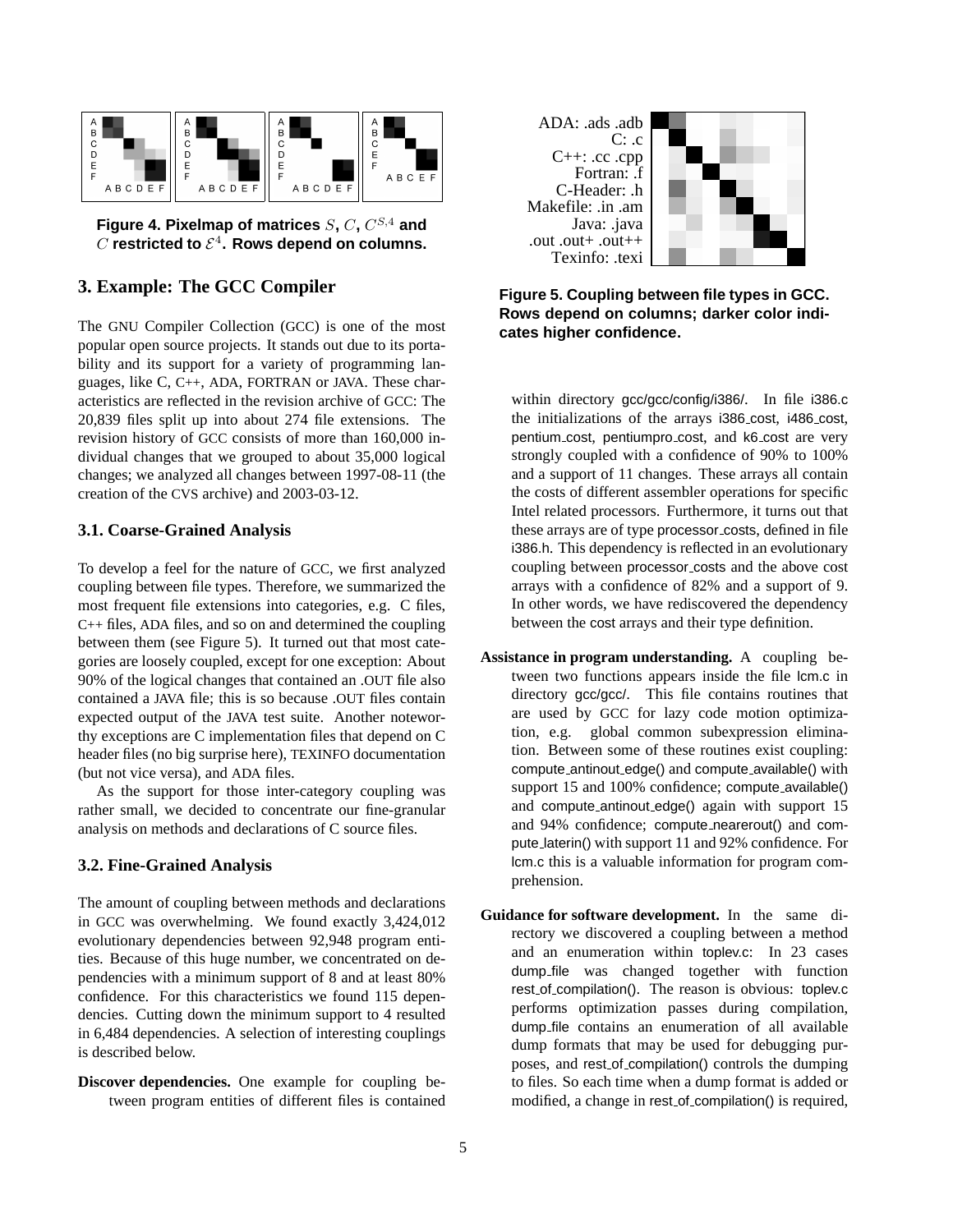Figure 4. Pixelmap of matrices $S$, $C$, $C^{S,4}$ and $C$ restricted to $\mathcal{E}^4$. Rows depend on columns.

## 3. Example: The GCC Compiler

The GNU Compiler Collection (GCC) is one of the most popular open source projects. It stands out due to its portability and its support for a variety of programming languages, like C, C++, ADA, FORTRAN or JAVA. These characteristics are reflected in the revision archive of GCC: The 20,839 files split up into about 274 file extensions. The revision history of GCC consists of more than 160,000 individual changes that we grouped to about 35,000 logical changes; we analyzed all changes between 1997-08-11 (the creation of the CVS archive) and 2003-03-12.

### 3.1. Coarse-Grained Analysis

To develop a feel for the nature of GCC, we first analyzed coupling between file types. Therefore, we summarized the most frequent file extensions into categories, e.g. C files, C++ files, ADA files, and so on and determined the coupling between them (see Figure 5). It turned out that most categories are loosely coupled, except for one exception: About 90% of the logical changes that contained an .OUT file also contained a JAVA file; this is so because .OUT files contain expected output of the JAVA test suite. Another noteworthy exceptions are C implementation files that depend on C header files (no big surprise here), TEXINFO documentation (but not vice versa), and ADA files.

As the support for those inter-category coupling was rather small, we decided to concentrate our fine-granular analysis on methods and declarations of C source files.

### 3.2. Fine-Grained Analysis

The amount of coupling between methods and declarations in GCC was overwhelming. We found exactly 3,424,012 evolutionary dependencies between 92,948 program entities. Because of this huge number, we concentrated on dependencies with a minimum support of 8 and at least 80% confidence. For this characteristics we found 115 dependencies. Cutting down the minimum support to 4 resulted in 6,484 dependencies. A selection of interesting couplings is described below.

**Discover dependencies.** One example for coupling between program entities of different files is contained within directory gcc/gcc/config/i386/. In file i386.c the initializations of the arrays i386_cost, i486_cost, pentium_cost, pentiumpro_cost, and k6_cost are very strongly coupled with a confidence of 90% to 100% and a support of 11 changes. These arrays all contain the costs of different assembler operations for specific Intel related processors. Furthermore, it turns out that these arrays are of type processor_costs, defined in file i386.h. This dependency is reflected in an evolutionary coupling between processor_costs and the above cost arrays with a confidence of 82% and a support of 9. In other words, we have rediscovered the dependency between the cost arrays and their type definition.

**Assistance in program understanding.** A coupling between two functions appears inside the file lcm.c in directory gcc/gcc/. This file contains routines that are used by GCC for lazy code motion optimization, e.g. global common subexpression elimination. Between some of these routines exist coupling: compute_antinout_edge() and compute_available() with support 15 and 100% confidence; compute_available() and compute_antinout_edge() again with support 15 and 94% confidence; compute_nearerout() and compute_laterin() with support 11 and 92% confidence. For lcm.c this is a valuable information for program comprehension.

**Guidance for software development.** In the same directory we discovered a coupling between a method and an enumeration within toplev.c: In 23 cases dump_file was changed together with function rest_of_compilation(). The reason is obvious: toplev.c performs optimization passes during compilation, dump_file contains an enumeration of all available dump formats that may be used for debugging purposes, and rest_of_compilation() controls the dumping to files. So each time when a dump format is added or modified, a change in rest_of_compilation() is required,

Figure 5. Coupling between file types in GCC. Rows depend on columns; darker color indicates higher confidence.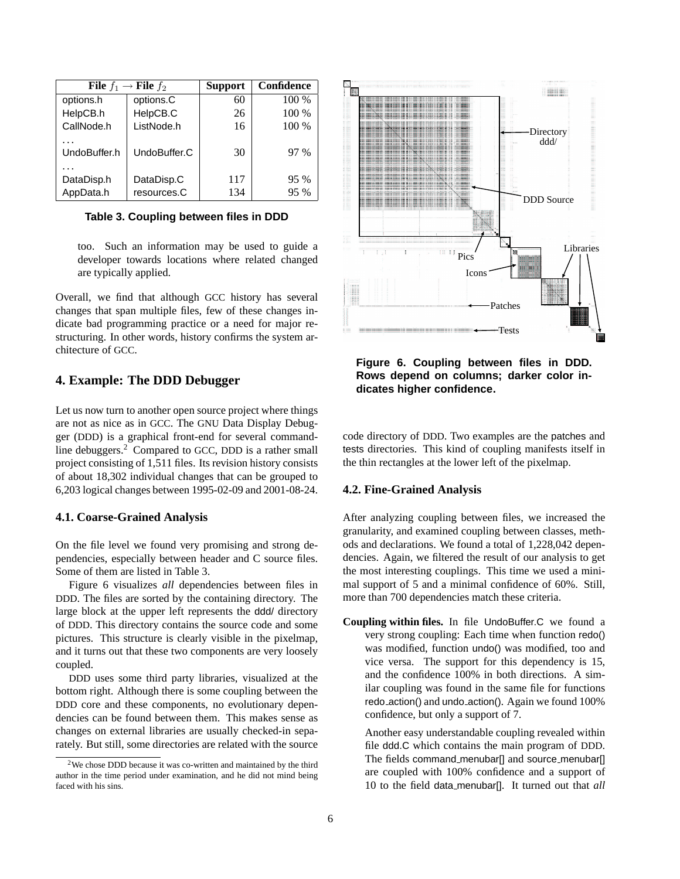| File $f_1 \rightarrow$ File $f_2$ | | Support | Confidence |
|---|---|---|---|
| options.h | options.C | 60 | 100 % |
| HelpCB.h | HelpCB.C | 26 | 100 % |
| CallNode.h | ListNode.h | 16 | 100 % |
| ... | | | |
| UndoBuffer.h | UndoBuffer.C | 30 | 97 % |
| ... | | | |
| DataDisp.h | DataDisp.C | 117 | 95 % |
| AppData.h | resources.C | 134 | 95 % |

**Table 3. Coupling between files in DDD**

too. Such an information may be used to guide a developer towards locations where related changed are typically applied.

Overall, we find that although GCC history has several changes that span multiple files, few of these changes indicate bad programming practice or a need for major restructuring. In other words, history confirms the system architecture of GCC.

## 4. Example: The DDD Debugger

Let us now turn to another open source project where things are not as nice as in GCC. The GNU Data Display Debugger (DDD) is a graphical front-end for several command-line debuggers.[2] Compared to GCC, DDD is a rather small project consisting of 1,511 files. Its revision history consists of about 18,302 individual changes that can be grouped to 6,203 logical changes between 1995-02-09 and 2001-08-24.

### 4.1. Coarse-Grained Analysis

On the file level we found very promising and strong dependencies, especially between header and C source files. Some of them are listed in Table 3.

Figure 6 visualizes *all* dependencies between files in DDD. The files are sorted by the containing directory. The large block at the upper left represents the ddd/ directory of DDD. This directory contains the source code and some pictures. This structure is clearly visible in the pixelmap, and it turns out that these two components are very loosely coupled.

DDD uses some third party libraries, visualized at the bottom right. Although there is some coupling between the DDD core and these components, no evolutionary dependencies can be found between them. This makes sense as changes on external libraries are usually checked-in separately. But still, some directories are related with the source code directory of DDD. Two examples are the patches and tests directories. This kind of coupling manifests itself in the thin rectangles at the lower left of the pixelmap.

[2]We chose DDD because it was co-written and maintained by the third author in the time period under examination, and he did not mind being faced with his sins.

**Figure 6. Coupling between files in DDD. Rows depend on columns; darker color indicates higher confidence.**

### 4.2. Fine-Grained Analysis

After analyzing coupling between files, we increased the granularity, and examined coupling between classes, methods and declarations. We found a total of 1,228,042 dependencies. Again, we filtered the result of our analysis to get the most interesting couplings. This time we used a minimal support of 5 and a minimal confidence of 60%. Still, more than 700 dependencies match these criteria.

**Coupling within files.** In file UndoBuffer.C we found a very strong coupling: Each time when function redo() was modified, function undo() was modified, too and vice versa. The support for this dependency is 15, and the confidence 100% in both directions. A similar coupling was found in the same file for functions redo_action() and undo_action(). Again we found 100% confidence, but only a support of 7.

Another easy understandable coupling revealed within file ddd.C which contains the main program of DDD. The fields command_menubar[] and source_menubar[] are coupled with 100% confidence and a support of 10 to the field data_menubar[]. It turned out that *all*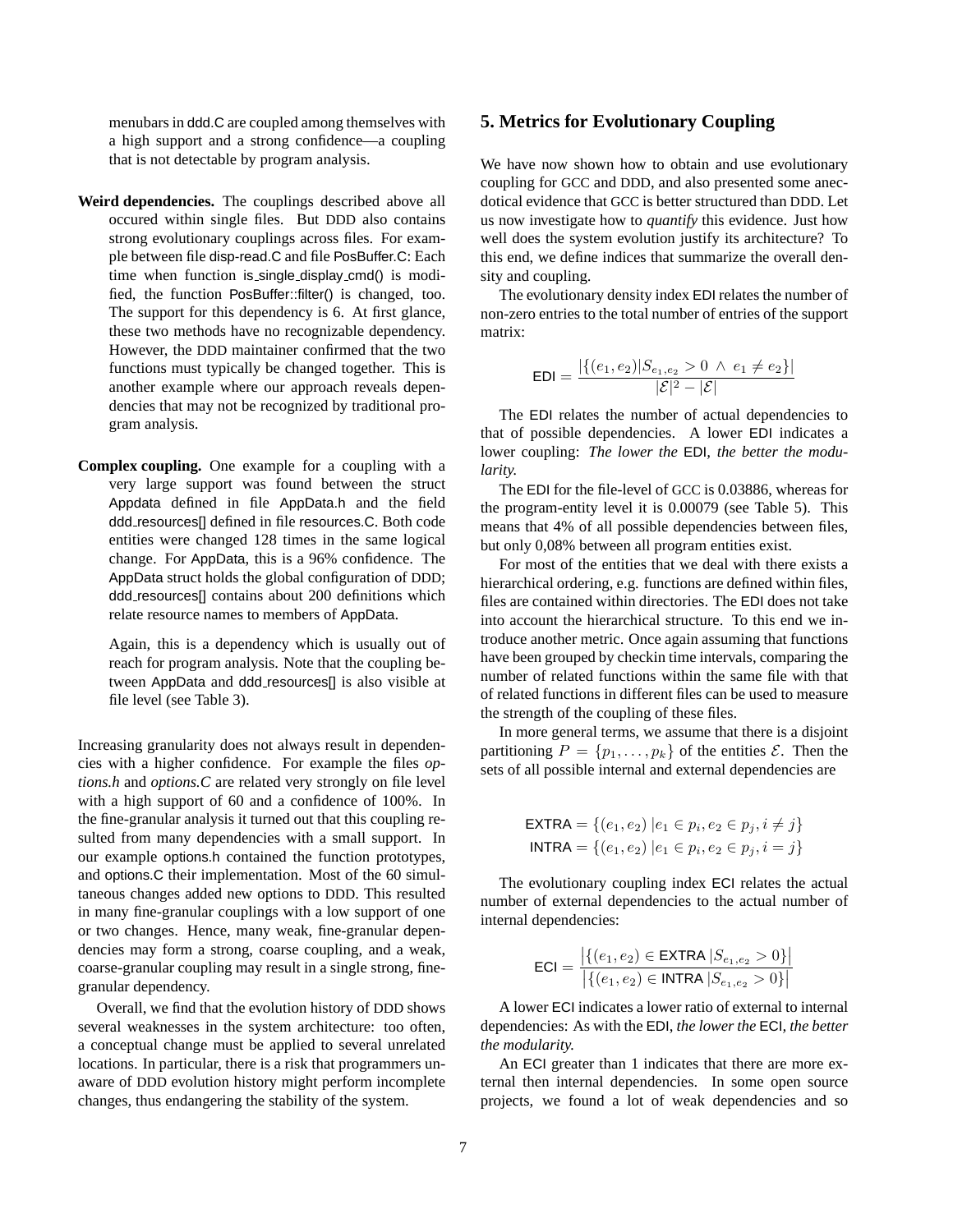menubars in ddd.C are coupled among themselves with a high support and a strong confidence—a coupling that is not detectable by program analysis.

**Weird dependencies.** The couplings described above all occured within single files. But DDD also contains strong evolutionary couplings across files. For example between file disp-read.C and file PosBuffer.C: Each time when function is_single_display_cmd() is modified, the function PosBuffer::filter() is changed, too. The support for this dependency is 6. At first glance, these two methods have no recognizable dependency. However, the DDD maintainer confirmed that the two functions must typically be changed together. This is another example where our approach reveals dependencies that may not be recognized by traditional program analysis.

**Complex coupling.** One example for a coupling with a very large support was found between the struct Appdata defined in file AppData.h and the field ddd_resources[] defined in file resources.C. Both code entities were changed 128 times in the same logical change. For AppData, this is a 96% confidence. The AppData struct holds the global configuration of DDD; ddd_resources[] contains about 200 definitions which relate resource names to members of AppData.

Again, this is a dependency which is usually out of reach for program analysis. Note that the coupling between AppData and ddd_resources[] is also visible at file level (see Table 3).

Increasing granularity does not always result in dependencies with a higher confidence. For example the files *options.h* and *options.C* are related very strongly on file level with a high support of 60 and a confidence of 100%. In the fine-granular analysis it turned out that this coupling resulted from many dependencies with a small support. In our example options.h contained the function prototypes, and options.C their implementation. Most of the 60 simultaneous changes added new options to DDD. This resulted in many fine-granular couplings with a low support of one or two changes. Hence, many weak, fine-granular dependencies may form a strong, coarse coupling, and a weak, coarse-granular coupling may result in a single strong, fine-granular dependency.

Overall, we find that the evolution history of DDD shows several weaknesses in the system architecture: too often, a conceptual change must be applied to several unrelated locations. In particular, there is a risk that programmers unaware of DDD evolution history might perform incomplete changes, thus endangering the stability of the system.

## 5. Metrics for Evolutionary Coupling

We have now shown how to obtain and use evolutionary coupling for GCC and DDD, and also presented some anecdotical evidence that GCC is better structured than DDD. Let us now investigate how to *quantify* this evidence. Just how well does the system evolution justify its architecture? To this end, we define indices that summarize the overall density and coupling.

The evolutionary density index EDI relates the number of non-zero entries to the total number of entries of the support matrix:

$$\mathsf{EDI} = \frac{|\{(e_1, e_2) | S_{e_1,e_2} > 0 \;\wedge\; e_1 \neq e_2\}|}{|\mathcal{E}|^2 - |\mathcal{E}|}$$

The EDI relates the number of actual dependencies to that of possible dependencies. A lower EDI indicates a lower coupling: *The lower the* EDI*, the better the modularity.*

The EDI for the file-level of GCC is 0.03886, whereas for the program-entity level it is 0.00079 (see Table 5). This means that 4% of all possible dependencies between files, but only 0,08% between all program entities exist.

For most of the entities that we deal with there exists a hierarchical ordering, e.g. functions are defined within files, files are contained within directories. The EDI does not take into account the hierarchical structure. To this end we introduce another metric. Once again assuming that functions have been grouped by checkin time intervals, comparing the number of related functions within the same file with that of related functions in different files can be used to measure the strength of the coupling of these files.

In more general terms, we assume that there is a disjoint partitioning $P = \{p_1, \ldots, p_k\}$ of the entities $\mathcal{E}$. Then the sets of all possible internal and external dependencies are

$$\mathsf{EXTRA} = \{(e_1, e_2)\,|e_1 \in p_i, e_2 \in p_j, i \neq j\}$$
$$\mathsf{INTRA} = \{(e_1, e_2)\,|e_1 \in p_i, e_2 \in p_j, i = j\}$$

The evolutionary coupling index ECI relates the actual number of external dependencies to the actual number of internal dependencies:

$$\mathsf{ECI} = \frac{\left|\{(e_1, e_2) \in \mathsf{EXTRA}\,|S_{e_1,e_2} > 0\}\right|}{\left|\{(e_1, e_2) \in \mathsf{INTRA}\,|S_{e_1,e_2} > 0\}\right|}$$

A lower ECI indicates a lower ratio of external to internal dependencies: As with the EDI, *the lower the* ECI*, the better the modularity.*

An ECI greater than 1 indicates that there are more external then internal dependencies. In some open source projects, we found a lot of weak dependencies and so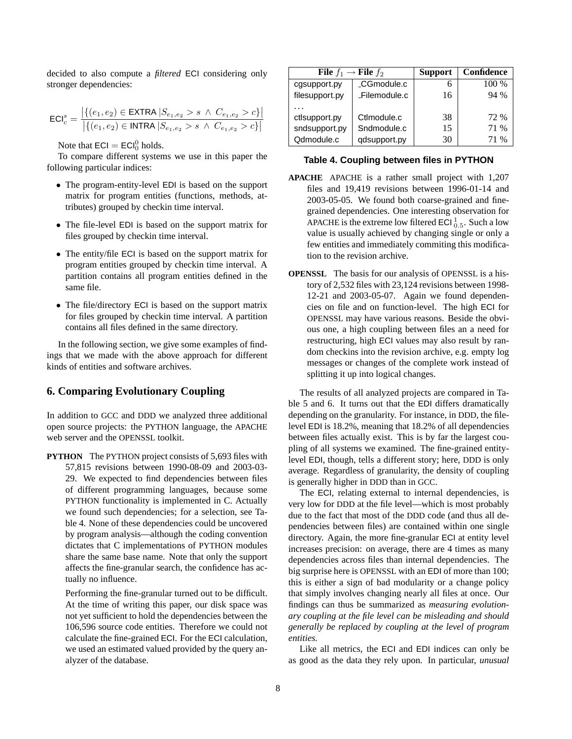decided to also compute a *filtered* ECI considering only stronger dependencies:

$$\mathsf{ECI}_c^s = \frac{\left|\{(e_1, e_2) \in \mathsf{EXTRA}\,|S_{e_1,e_2} > s \;\wedge\; C_{e_1,e_2} > c\}\right|}{\left|\{(e_1, e_2) \in \mathsf{INTRA}\,|S_{e_1,e_2} > s \;\wedge\; C_{e_1,e_2} > c\}\right|}$$

Note that $\mathsf{ECI} = \mathsf{ECI}_0^0$ holds.

To compare different systems we use in this paper the following particular indices:

- The program-entity-level EDI is based on the support matrix for program entities (functions, methods, attributes) grouped by checkin time interval.
- The file-level EDI is based on the support matrix for files grouped by checkin time interval.
- The entity/file ECI is based on the support matrix for program entities grouped by checkin time interval. A partition contains all program entities defined in the same file.
- The file/directory ECI is based on the support matrix for files grouped by checkin time interval. A partition contains all files defined in the same directory.

In the following section, we give some examples of findings that we made with the above approach for different kinds of entities and software archives.

## 6. Comparing Evolutionary Coupling

In addition to GCC and DDD we analyzed three additional open source projects: the PYTHON language, the APACHE web server and the OPENSSL toolkit.

**PYTHON** The PYTHON project consists of 5,693 files with 57,815 revisions between 1990-08-09 and 2003-03-29. We expected to find dependencies between files of different programming languages, because some PYTHON functionality is implemented in C. Actually we found such dependencies; for a selection, see Table 4. None of these dependencies could be uncovered by program analysis—although the coding convention dictates that C implementations of PYTHON modules share the same base name. Note that only the support affects the fine-granular search, the confidence has actually no influence.

Performing the fine-granular turned out to be difficult. At the time of writing this paper, our disk space was not yet sufficient to hold the dependencies between the 106,596 source code entities. Therefore we could not calculate the fine-grained ECI. For the ECI calculation, we used an estimated valued provided by the query analyzer of the database.

| File $f_1$ | → File $f_2$ | Support | Confidence |
|---|---|---|---|
| cgsupport.py | _CGmodule.c | 6 | 100 % |
| filesupport.py | _Filemodule.c | 16 | 94 % |
| ... | | | |
| ctlsupport.py | Ctlmodule.c | 38 | 72 % |
| sndsupport.py | Sndmodule.c | 15 | 71 % |
| Qdmodule.c | qdsupport.py | 30 | 71 % |

**Table 4. Coupling between files in PYTHON**

**APACHE** APACHE is a rather small project with 1,207 files and 19,419 revisions between 1996-01-14 and 2003-05-05. We found both coarse-grained and fine-grained dependencies. One interesting observation for APACHE is the extreme low filtered $\mathsf{ECI}_{0.5}^1$. Such a low value is usually achieved by changing single or only a few entities and immediately commiting this modification to the revision archive.

**OPENSSL** The basis for our analysis of OPENSSL is a history of 2,532 files with 23,124 revisions between 1998-12-21 and 2003-05-07. Again we found dependencies on file and on function-level. The high ECI for OPENSSL may have various reasons. Beside the obvious one, a high coupling between files an a need for restructuring, high ECI values may also result by random checkins into the revision archive, e.g. empty log messages or changes of the complete work instead of splitting it up into logical changes.

The results of all analyzed projects are compared in Table 5 and 6. It turns out that the EDI differs dramatically depending on the granularity. For instance, in DDD, the file-level EDI is 18.2%, meaning that 18.2% of all dependencies between files actually exist. This is by far the largest coupling of all systems we examined. The fine-grained entity-level EDI, though, tells a different story; here, DDD is only average. Regardless of granularity, the density of coupling is generally higher in DDD than in GCC.

The ECI, relating external to internal dependencies, is very low for DDD at the file level—which is most probably due to the fact that most of the DDD code (and thus all dependencies between files) are contained within one single directory. Again, the more fine-granular ECI at entity level increases precision: on average, there are 4 times as many dependencies across files than internal dependencies. The big surprise here is OPENSSL with an EDI of more than 100; this is either a sign of bad modularity or a change policy that simply involves changing nearly all files at once. Our findings can thus be summarized as *measuring evolutionary coupling at the file level can be misleading and should generally be replaced by coupling at the level of program entities.*

Like all metrics, the ECI and EDI indices can only be as good as the data they rely upon. In particular, *unusual*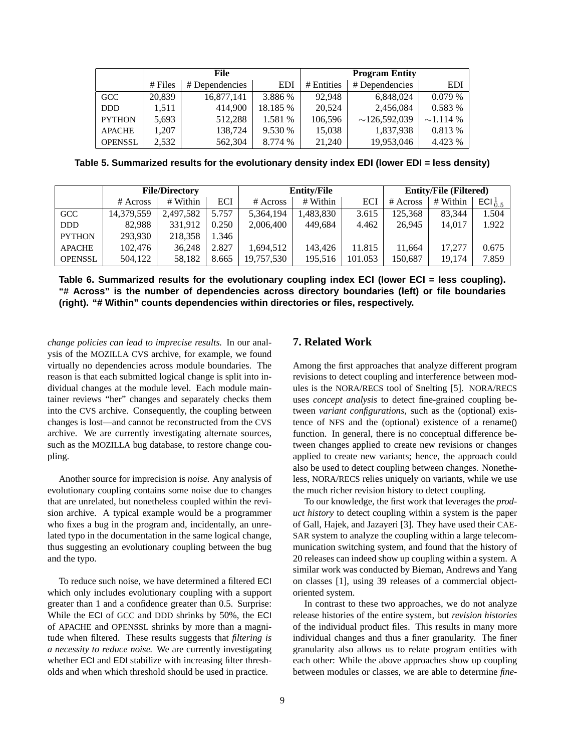| | File | | | Program Entity | | |
|---|---|---|---|---|---|---|
| | # Files | # Dependencies | EDI | # Entities | # Dependencies | EDI |
| GCC | 20,839 | 16,877,141 | 3.886 % | 92,948 | 6,848,024 | 0.079 % |
| DDD | 1,511 | 414,900 | 18.185 % | 20,524 | 2,456,084 | 0.583 % |
| PYTHON | 5,693 | 512,288 | 1.581 % | 106,596 | ∼126,592,039 | ∼1.114 % |
| APACHE | 1,207 | 138,724 | 9.530 % | 15,038 | 1,837,938 | 0.813 % |
| OPENSSL | 2,532 | 562,304 | 8.774 % | 21,240 | 19,953,046 | 4.423 % |

**Table 5. Summarized results for the evolutionary density index EDI (lower EDI = less density)**

| | File/Directory | | | Entity/File | | | Entity/File (Filtered) | | |
|---|---|---|---|---|---|---|---|---|---|
| | # Across | # Within | ECI | # Across | # Within | ECI | # Across | # Within | $\mathsf{ECI}_{0.5}^{1}$ |
| GCC | 14,379,559 | 2,497,582 | 5.757 | 5,364,194 | 1,483,830 | 3.615 | 125,368 | 83,344 | 1.504 |
| DDD | 82,988 | 331,912 | 0.250 | 2,006,400 | 449,684 | 4.462 | 26,945 | 14,017 | 1.922 |
| PYTHON | 293,930 | 218,358 | 1.346 | | | | | | |
| APACHE | 102,476 | 36,248 | 2.827 | 1,694,512 | 143,426 | 11.815 | 11,664 | 17,277 | 0.675 |
| OPENSSL | 504,122 | 58,182 | 8.665 | 19,757,530 | 195,516 | 101.053 | 150,687 | 19,174 | 7.859 |

**Table 6. Summarized results for the evolutionary coupling index ECI (lower ECI = less coupling). "# Across" is the number of dependencies across directory boundaries (left) or file boundaries (right). "# Within" counts dependencies within directories or files, respectively.**

*change policies can lead to imprecise results.* In our analysis of the MOZILLA CVS archive, for example, we found virtually no dependencies across module boundaries. The reason is that each submitted logical change is split into individual changes at the module level. Each module maintainer reviews "her" changes and separately checks them into the CVS archive. Consequently, the coupling between changes is lost—and cannot be reconstructed from the CVS archive. We are currently investigating alternate sources, such as the MOZILLA bug database, to restore change coupling.

Another source for imprecision is *noise.* Any analysis of evolutionary coupling contains some noise due to changes that are unrelated, but nonetheless coupled within the revision archive. A typical example would be a programmer who fixes a bug in the program and, incidentally, an unrelated typo in the documentation in the same logical change, thus suggesting an evolutionary coupling between the bug and the typo.

To reduce such noise, we have determined a filtered ECI which only includes evolutionary coupling with a support greater than 1 and a confidence greater than 0.5. Surprise: While the ECI of GCC and DDD shrinks by 50%, the ECI of APACHE and OPENSSL shrinks by more than a magnitude when filtered. These results suggests that *filtering is a necessity to reduce noise.* We are currently investigating whether ECI and EDI stabilize with increasing filter thresholds and when which threshold should be used in practice.

## 7. Related Work

Among the first approaches that analyze different program revisions to detect coupling and interference between modules is the NORA/RECS tool of Snelting [5]. NORA/RECS uses *concept analysis* to detect fine-grained coupling between *variant configurations,* such as the (optional) existence of NFS and the (optional) existence of a rename() function. In general, there is no conceptual difference between changes applied to create new revisions or changes applied to create new variants; hence, the approach could also be used to detect coupling between changes. Nonetheless, NORA/RECS relies uniquely on variants, while we use the much richer revision history to detect coupling.

To our knowledge, the first work that leverages the *product history* to detect coupling within a system is the paper of Gall, Hajek, and Jazayeri [3]. They have used their CAESAR system to analyze the coupling within a large telecommunication switching system, and found that the history of 20 releases can indeed show up coupling within a system. A similar work was conducted by Bieman, Andrews and Yang on classes [1], using 39 releases of a commercial object-oriented system.

In contrast to these two approaches, we do not analyze release histories of the entire system, but *revision histories* of the individual product files. This results in many more individual changes and thus a finer granularity. The finer granularity also allows us to relate program entities with each other: While the above approaches show up coupling between modules or classes, we are able to determine *fine-*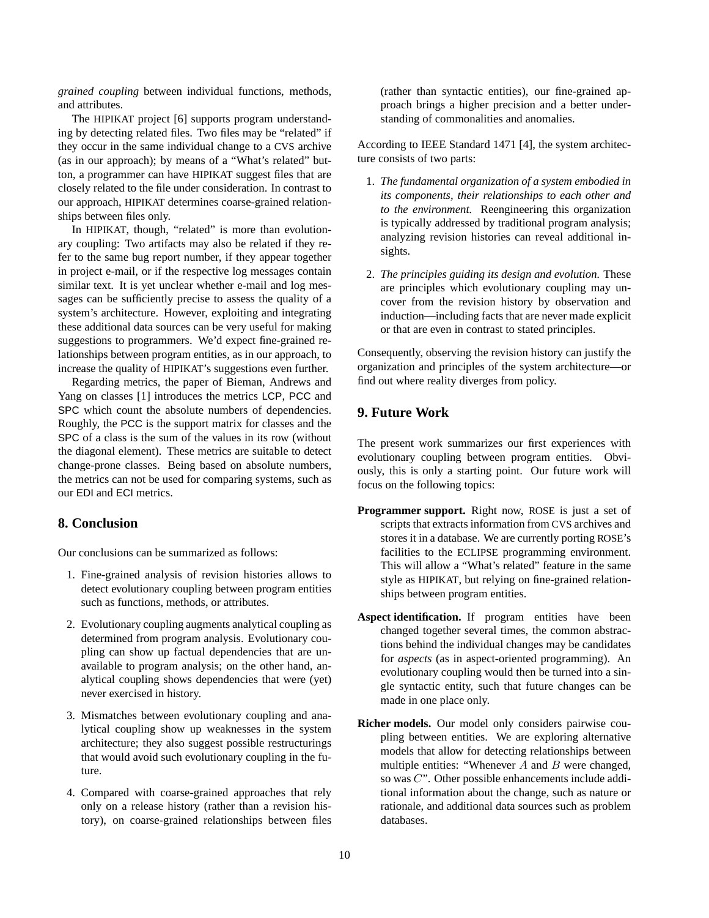*grained coupling* between individual functions, methods, and attributes.

The HIPIKAT project [6] supports program understanding by detecting related files. Two files may be "related" if they occur in the same individual change to a CVS archive (as in our approach); by means of a "What's related" button, a programmer can have HIPIKAT suggest files that are closely related to the file under consideration. In contrast to our approach, HIPIKAT determines coarse-grained relationships between files only.

In HIPIKAT, though, "related" is more than evolutionary coupling: Two artifacts may also be related if they refer to the same bug report number, if they appear together in project e-mail, or if the respective log messages contain similar text. It is yet unclear whether e-mail and log messages can be sufficiently precise to assess the quality of a system's architecture. However, exploiting and integrating these additional data sources can be very useful for making suggestions to programmers. We'd expect fine-grained relationships between program entities, as in our approach, to increase the quality of HIPIKAT's suggestions even further.

Regarding metrics, the paper of Bieman, Andrews and Yang on classes [1] introduces the metrics LCP, PCC and SPC which count the absolute numbers of dependencies. Roughly, the PCC is the support matrix for classes and the SPC of a class is the sum of the values in its row (without the diagonal element). These metrics are suitable to detect change-prone classes. Being based on absolute numbers, the metrics can not be used for comparing systems, such as our EDI and ECI metrics.

## 8. Conclusion

Our conclusions can be summarized as follows:

1. Fine-grained analysis of revision histories allows to detect evolutionary coupling between program entities such as functions, methods, or attributes.

2. Evolutionary coupling augments analytical coupling as determined from program analysis. Evolutionary coupling can show up factual dependencies that are unavailable to program analysis; on the other hand, analytical coupling shows dependencies that were (yet) never exercised in history.

3. Mismatches between evolutionary coupling and analytical coupling show up weaknesses in the system architecture; they also suggest possible restructurings that would avoid such evolutionary coupling in the future.

4. Compared with coarse-grained approaches that rely only on a release history (rather than a revision history), on coarse-grained relationships between files (rather than syntactic entities), our fine-grained approach brings a higher precision and a better understanding of commonalities and anomalies.

According to IEEE Standard 1471 [4], the system architecture consists of two parts:

1. *The fundamental organization of a system embodied in its components, their relationships to each other and to the environment.* Reengineering this organization is typically addressed by traditional program analysis; analyzing revision histories can reveal additional insights.

2. *The principles guiding its design and evolution.* These are principles which evolutionary coupling may uncover from the revision history by observation and induction—including facts that are never made explicit or that are even in contrast to stated principles.

Consequently, observing the revision history can justify the organization and principles of the system architecture—or find out where reality diverges from policy.

## 9. Future Work

The present work summarizes our first experiences with evolutionary coupling between program entities. Obviously, this is only a starting point. Our future work will focus on the following topics:

**Programmer support.** Right now, ROSE is just a set of scripts that extracts information from CVS archives and stores it in a database. We are currently porting ROSE's facilities to the ECLIPSE programming environment. This will allow a "What's related" feature in the same style as HIPIKAT, but relying on fine-grained relationships between program entities.

**Aspect identification.** If program entities have been changed together several times, the common abstractions behind the individual changes may be candidates for *aspects* (as in aspect-oriented programming). An evolutionary coupling would then be turned into a single syntactic entity, such that future changes can be made in one place only.

**Richer models.** Our model only considers pairwise coupling between entities. We are exploring alternative models that allow for detecting relationships between multiple entities: "Whenever $A$ and $B$ were changed, so was $C$". Other possible enhancements include additional information about the change, such as nature or rationale, and additional data sources such as problem databases.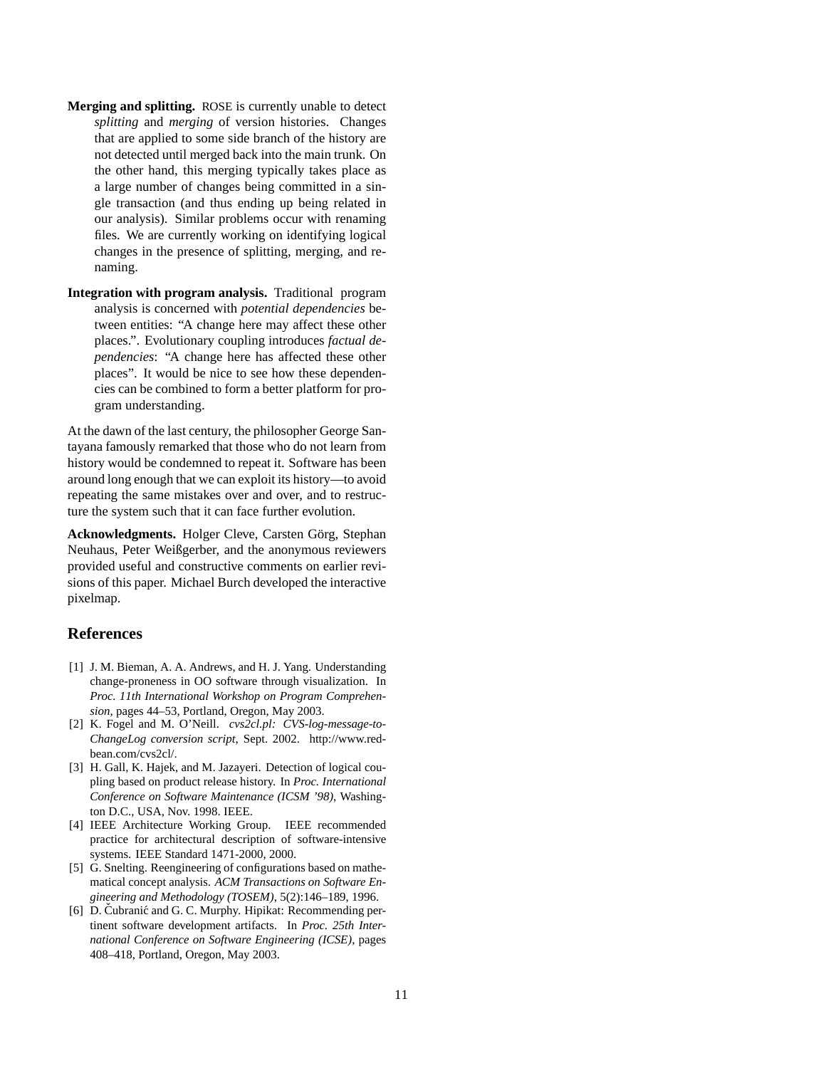**Merging and splitting.** ROSE is currently unable to detect *splitting* and *merging* of version histories. Changes that are applied to some side branch of the history are not detected until merged back into the main trunk. On the other hand, this merging typically takes place as a large number of changes being committed in a single transaction (and thus ending up being related in our analysis). Similar problems occur with renaming files. We are currently working on identifying logical changes in the presence of splitting, merging, and renaming.

**Integration with program analysis.** Traditional program analysis is concerned with *potential dependencies* between entities: "A change here may affect these other places.". Evolutionary coupling introduces *factual dependencies*: "A change here has affected these other places". It would be nice to see how these dependencies can be combined to form a better platform for program understanding.

At the dawn of the last century, the philosopher George Santayana famously remarked that those who do not learn from history would be condemned to repeat it. Software has been around long enough that we can exploit its history—to avoid repeating the same mistakes over and over, and to restructure the system such that it can face further evolution.

**Acknowledgments.** Holger Cleve, Carsten Görg, Stephan Neuhaus, Peter Weißgerber, and the anonymous reviewers provided useful and constructive comments on earlier revisions of this paper. Michael Burch developed the interactive pixelmap.

## References

[1] J. M. Bieman, A. A. Andrews, and H. J. Yang. Understanding change-proneness in OO software through visualization. In *Proc. 11th International Workshop on Program Comprehension*, pages 44–53, Portland, Oregon, May 2003.

[2] K. Fogel and M. O'Neill. *cvs2cl.pl: CVS-log-message-to-ChangeLog conversion script*, Sept. 2002. http://www.red-bean.com/cvs2cl/.

[3] H. Gall, K. Hajek, and M. Jazayeri. Detection of logical coupling based on product release history. In *Proc. International Conference on Software Maintenance (ICSM '98)*, Washington D.C., USA, Nov. 1998. IEEE.

[4] IEEE Architecture Working Group. IEEE recommended practice for architectural description of software-intensive systems. IEEE Standard 1471-2000, 2000.

[5] G. Snelting. Reengineering of configurations based on mathematical concept analysis. *ACM Transactions on Software Engineering and Methodology (TOSEM)*, 5(2):146–189, 1996.

[6] D. Čubranić and G. C. Murphy. Hipikat: Recommending pertinent software development artifacts. In *Proc. 25th International Conference on Software Engineering (ICSE)*, pages 408–418, Portland, Oregon, May 2003.